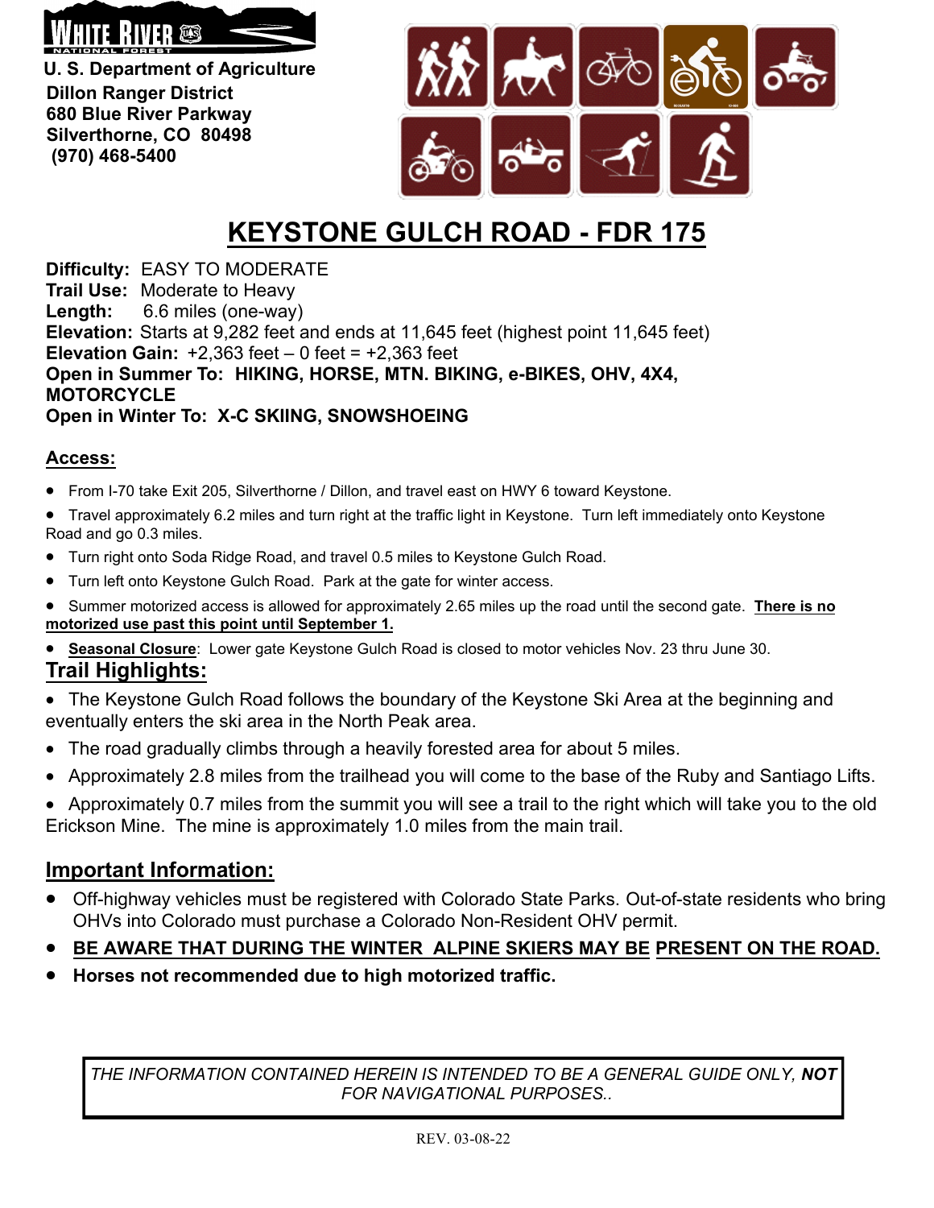U. S. Department of Agriculture
Dillon Ranger District
680 Blue River Parkway
Silverthorne, CO 80498
(970) 468-5400

# KEYSTONE GULCH ROAD - FDR 175

**Difficulty:** EASY TO MODERATE
**Trail Use:** Moderate to Heavy
**Length:** 6.6 miles (one-way)
**Elevation:** Starts at 9,282 feet and ends at 11,645 feet (highest point 11,645 feet)
**Elevation Gain:** +2,363 feet – 0 feet = +2,363 feet
**Open in Summer To: HIKING, HORSE, MTN. BIKING, e-BIKES, OHV, 4X4, MOTORCYCLE**
**Open in Winter To: X-C SKIING, SNOWSHOEING**

## Access:

- From I-70 take Exit 205, Silverthorne / Dillon, and travel east on HWY 6 toward Keystone.
- Travel approximately 6.2 miles and turn right at the traffic light in Keystone. Turn left immediately onto Keystone Road and go 0.3 miles.
- Turn right onto Soda Ridge Road, and travel 0.5 miles to Keystone Gulch Road.
- Turn left onto Keystone Gulch Road. Park at the gate for winter access.
- Summer motorized access is allowed for approximately 2.65 miles up the road until the second gate. **There is no motorized use past this point until September 1.**
- **Seasonal Closure**: Lower gate Keystone Gulch Road is closed to motor vehicles Nov. 23 thru June 30.

## Trail Highlights:

- The Keystone Gulch Road follows the boundary of the Keystone Ski Area at the beginning and eventually enters the ski area in the North Peak area.
- The road gradually climbs through a heavily forested area for about 5 miles.
- Approximately 2.8 miles from the trailhead you will come to the base of the Ruby and Santiago Lifts.
- Approximately 0.7 miles from the summit you will see a trail to the right which will take you to the old Erickson Mine. The mine is approximately 1.0 miles from the main trail.

## Important Information:

- Off-highway vehicles must be registered with Colorado State Parks. Out-of-state residents who bring OHVs into Colorado must purchase a Colorado Non-Resident OHV permit.
- **BE AWARE THAT DURING THE WINTER ALPINE SKIERS MAY BE PRESENT ON THE ROAD.**
- **Horses not recommended due to high motorized traffic.**

*THE INFORMATION CONTAINED HEREIN IS INTENDED TO BE A GENERAL GUIDE ONLY, **NOT** FOR NAVIGATIONAL PURPOSES..*

REV. 03-08-22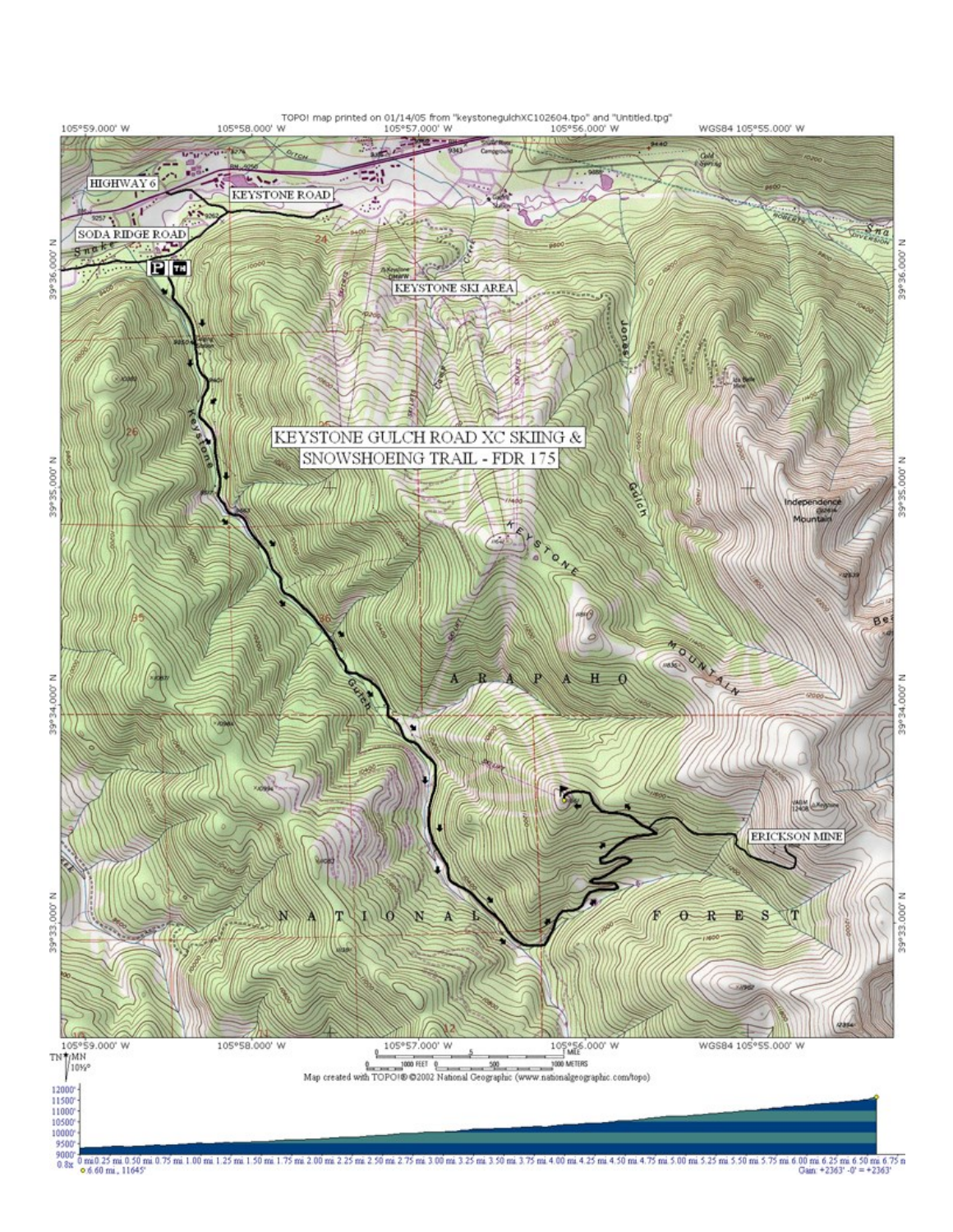TOPO! map printed on 01/14/05 from "keystonegulchXC102604.tpo" and "Untitled.tpg"

105°59.000' W 105°58.000' W 105°57.000' W 105°56.000' W WGS84 105°55.000' W

HIGHWAY 6

KEYSTONE ROAD

SODA RIDGE ROAD

KEYSTONE SKI AREA

KEYSTONE GULCH ROAD XC SKIING & SNOWSHOEING TRAIL - FDR 175

ERICKSON MINE

Independence Mountain

KEYSTONE MOUNTAIN

ARAPAHO NATIONAL FOREST

39°36.000' N 39°35.000' N 39°34.000' N 39°33.000' N

105°59.000' W 105°58.000' W 105°57.000' W 105°56.000' W WGS84 105°55.000' W

TN MN 10½°

0 1000 FEET 0 500 1000 METERS 0 .5 1 MILE

Map created with TOPO!® ©2002 National Geographic (www.nationalgeographic.com/topo)

12000' 11500' 11000' 10500' 10000' 9500' 9000'

0 mi 0.25 mi 0.50 mi 0.75 mi 1.00 mi 1.25 mi 1.50 mi 1.75 mi 2.00 mi 2.25 mi 2.50 mi 2.75 mi 3.00 mi 3.25 mi 3.50 mi 3.75 mi 4.00 mi 4.25 mi 4.50 mi 4.75 mi 5.00 mi 5.25 mi 5.50 mi 5.75 mi 6.00 mi 6.25 mi 6.50 mi 6.75 mi

6.60 mi., 11645'

Gain: +2363' -0' = +2363'